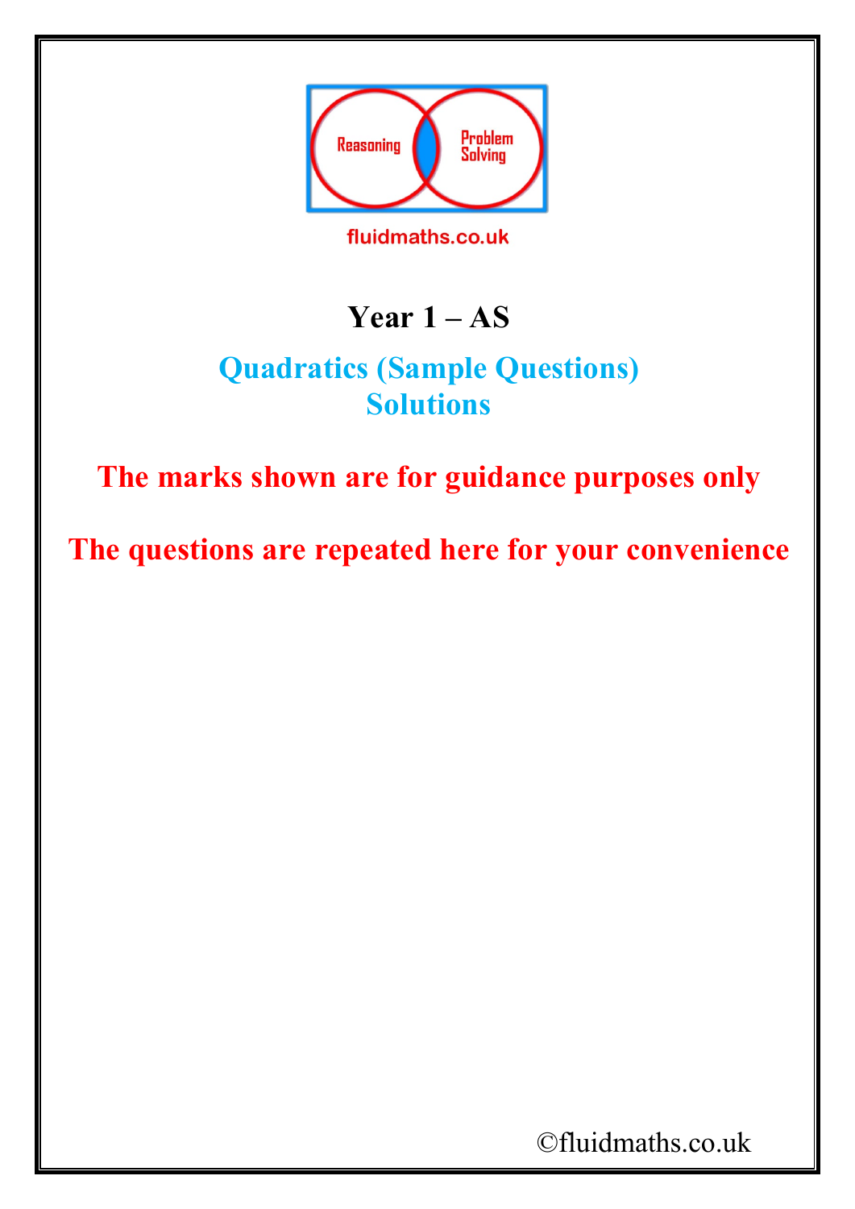Reasoning

Problem Solving

fluidmaths.co.uk

# Year 1 – AS

## Quadratics (Sample Questions)
## Solutions

**The marks shown are for guidance purposes only**

**The questions are repeated here for your convenience**

©fluidmaths.co.uk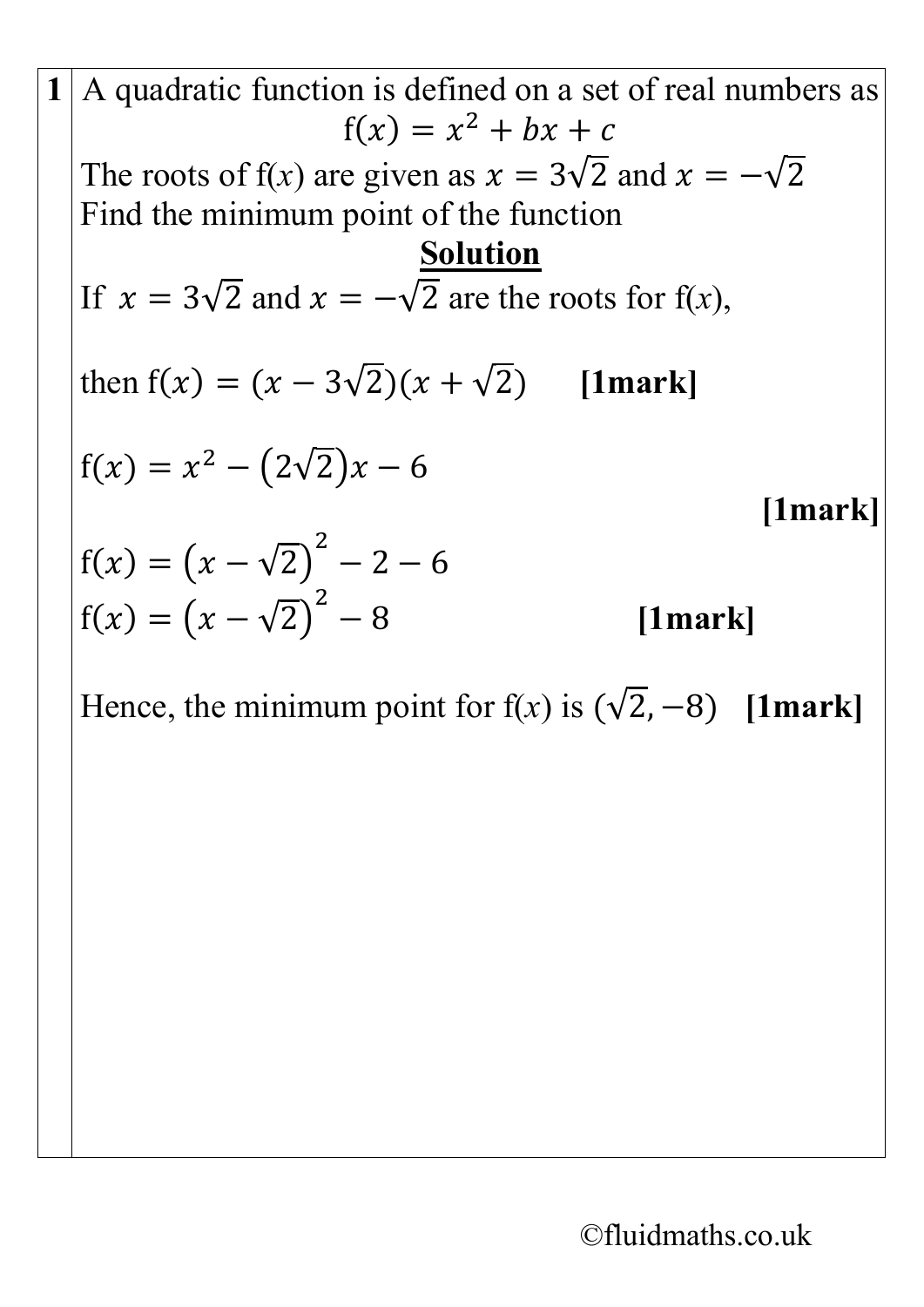**1** A quadratic function is defined on a set of real numbers as

$$f(x) = x^2 + bx + c$$

The roots of f(*x*) are given as $x = 3\sqrt{2}$ and $x = -\sqrt{2}$

Find the minimum point of the function

**Solution**

If $x = 3\sqrt{2}$ and $x = -\sqrt{2}$ are the roots for f(*x*),

then $f(x) = (x - 3\sqrt{2})(x + \sqrt{2})$ **[1mark]**

$f(x) = x^2 - (2\sqrt{2})x - 6$

**[1mark]**

$f(x) = (x - \sqrt{2})^2 - 2 - 6$

$f(x) = (x - \sqrt{2})^2 - 8$ **[1mark]**

Hence, the minimum point for f(*x*) is $(\sqrt{2}, -8)$ **[1mark]**

©fluidmaths.co.uk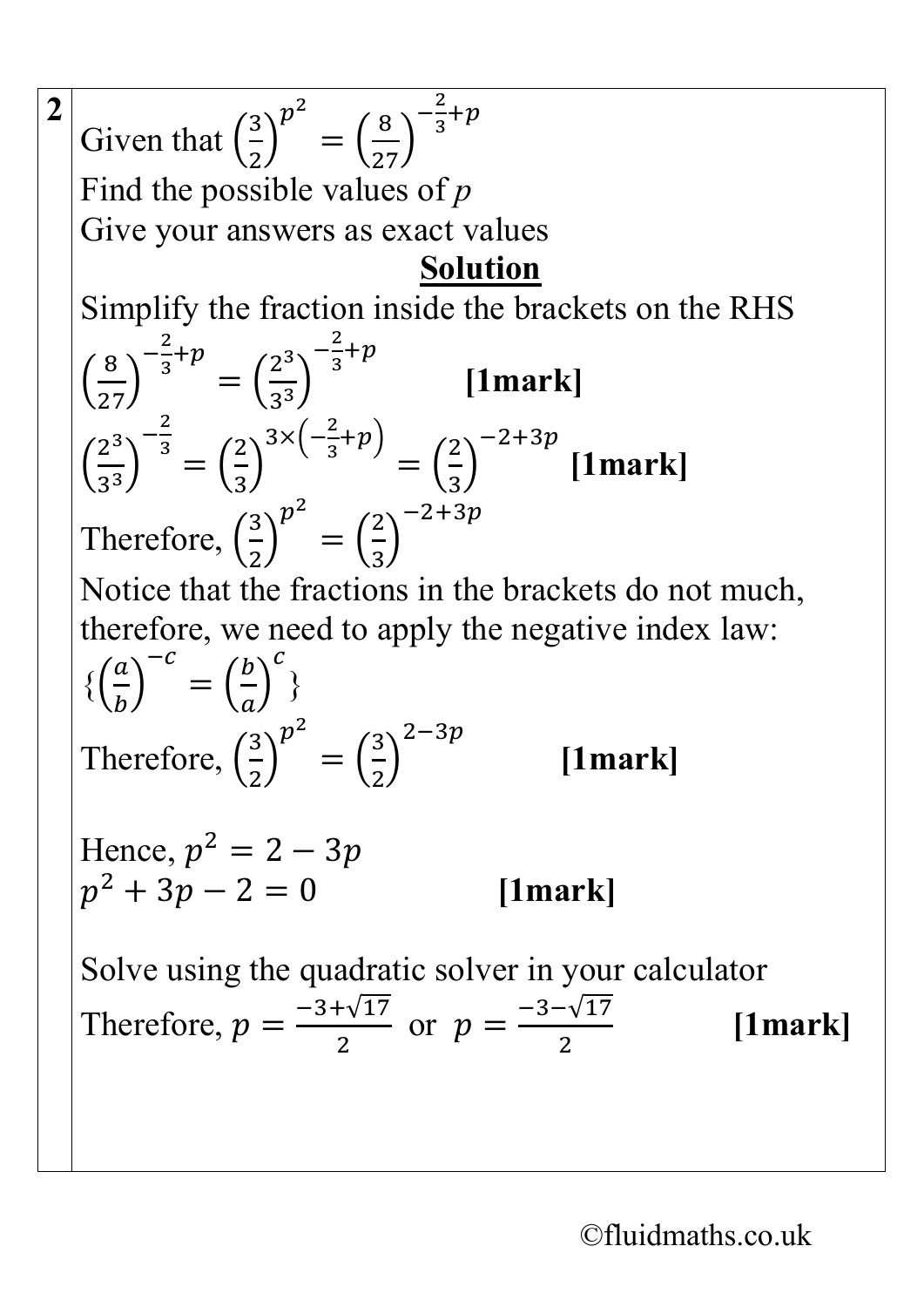**2**

Given that $\left(\frac{3}{2}\right)^{p^2} = \left(\frac{8}{27}\right)^{-\frac{2}{3}+p}$

Find the possible values of $p$

Give your answers as exact values

**Solution**

Simplify the fraction inside the brackets on the RHS

$\left(\frac{8}{27}\right)^{-\frac{2}{3}+p} = \left(\frac{2^3}{3^3}\right)^{-\frac{2}{3}+p}$ **[1mark]**

$\left(\frac{2^3}{3^3}\right)^{-\frac{2}{3}} = \left(\frac{2}{3}\right)^{3\times\left(-\frac{2}{3}+p\right)} = \left(\frac{2}{3}\right)^{-2+3p}$ **[1mark]**

Therefore, $\left(\frac{3}{2}\right)^{p^2} = \left(\frac{2}{3}\right)^{-2+3p}$

Notice that the fractions in the brackets do not much, therefore, we need to apply the negative index law:

$\{\left(\frac{a}{b}\right)^{-c} = \left(\frac{b}{a}\right)^{c}\}$

Therefore, $\left(\frac{3}{2}\right)^{p^2} = \left(\frac{3}{2}\right)^{2-3p}$ **[1mark]**

Hence, $p^2 = 2 - 3p$

$p^2 + 3p - 2 = 0$ **[1mark]**

Solve using the quadratic solver in your calculator

Therefore, $p = \frac{-3+\sqrt{17}}{2}$ or $p = \frac{-3-\sqrt{17}}{2}$ **[1mark]**

©fluidmaths.co.uk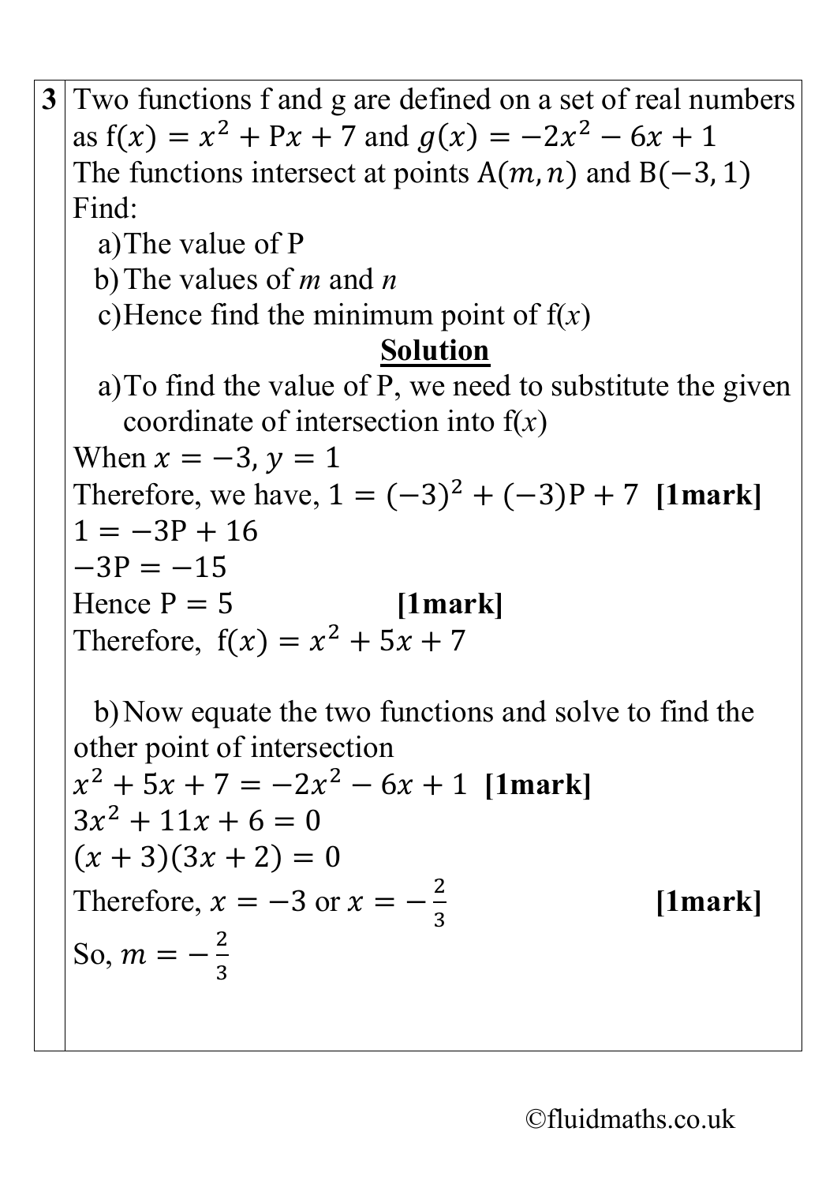**3** Two functions f and g are defined on a set of real numbers as $f(x) = x^2 + Px + 7$ and $g(x) = -2x^2 - 6x + 1$

The functions intersect at points $A(m, n)$ and $B(-3, 1)$

Find:

a) The value of P

b) The values of *m* and *n*

c) Hence find the minimum point of f(*x*)

**Solution**

a) To find the value of P, we need to substitute the given coordinate of intersection into f(*x*)

When $x = -3$, $y = 1$

Therefore, we have, $1 = (-3)^2 + (-3)P + 7$ **[1mark]**

$1 = -3P + 16$

$-3P = -15$

Hence $P = 5$ **[1mark]**

Therefore, $f(x) = x^2 + 5x + 7$

b) Now equate the two functions and solve to find the other point of intersection

$x^2 + 5x + 7 = -2x^2 - 6x + 1$ **[1mark]**

$3x^2 + 11x + 6 = 0$

$(x + 3)(3x + 2) = 0$

Therefore, $x = -3$ or $x = -\frac{2}{3}$ **[1mark]**

So, $m = -\frac{2}{3}$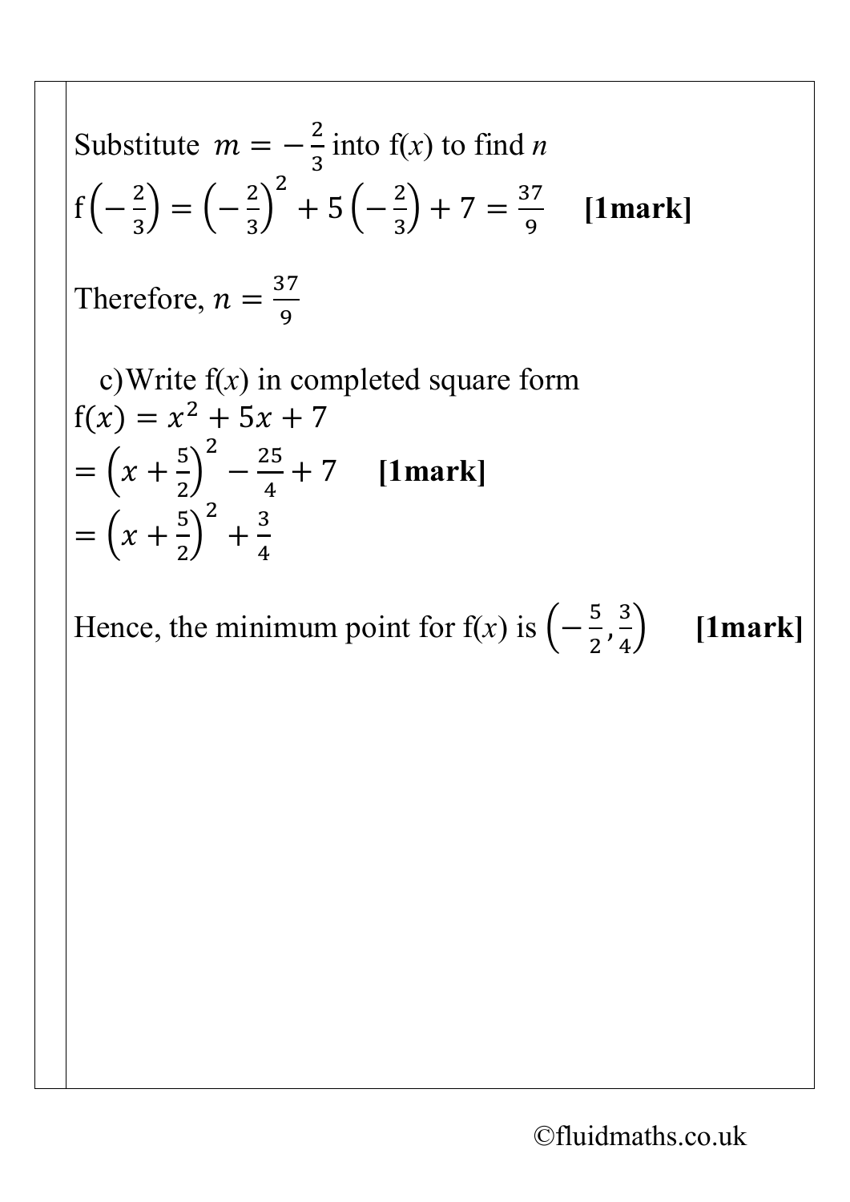Substitute $m = -\frac{2}{3}$ into f($x$) to find $n$

$\text{f}\left(-\frac{2}{3}\right) = \left(-\frac{2}{3}\right)^2 + 5\left(-\frac{2}{3}\right) + 7 = \frac{37}{9}$ **[1mark]**

Therefore, $n = \frac{37}{9}$

c) Write f($x$) in completed square form

$\text{f}(x) = x^2 + 5x + 7$

$= \left(x + \frac{5}{2}\right)^2 - \frac{25}{4} + 7$ **[1mark]**

$= \left(x + \frac{5}{2}\right)^2 + \frac{3}{4}$

Hence, the minimum point for f($x$) is $\left(-\frac{5}{2}, \frac{3}{4}\right)$ **[1mark]**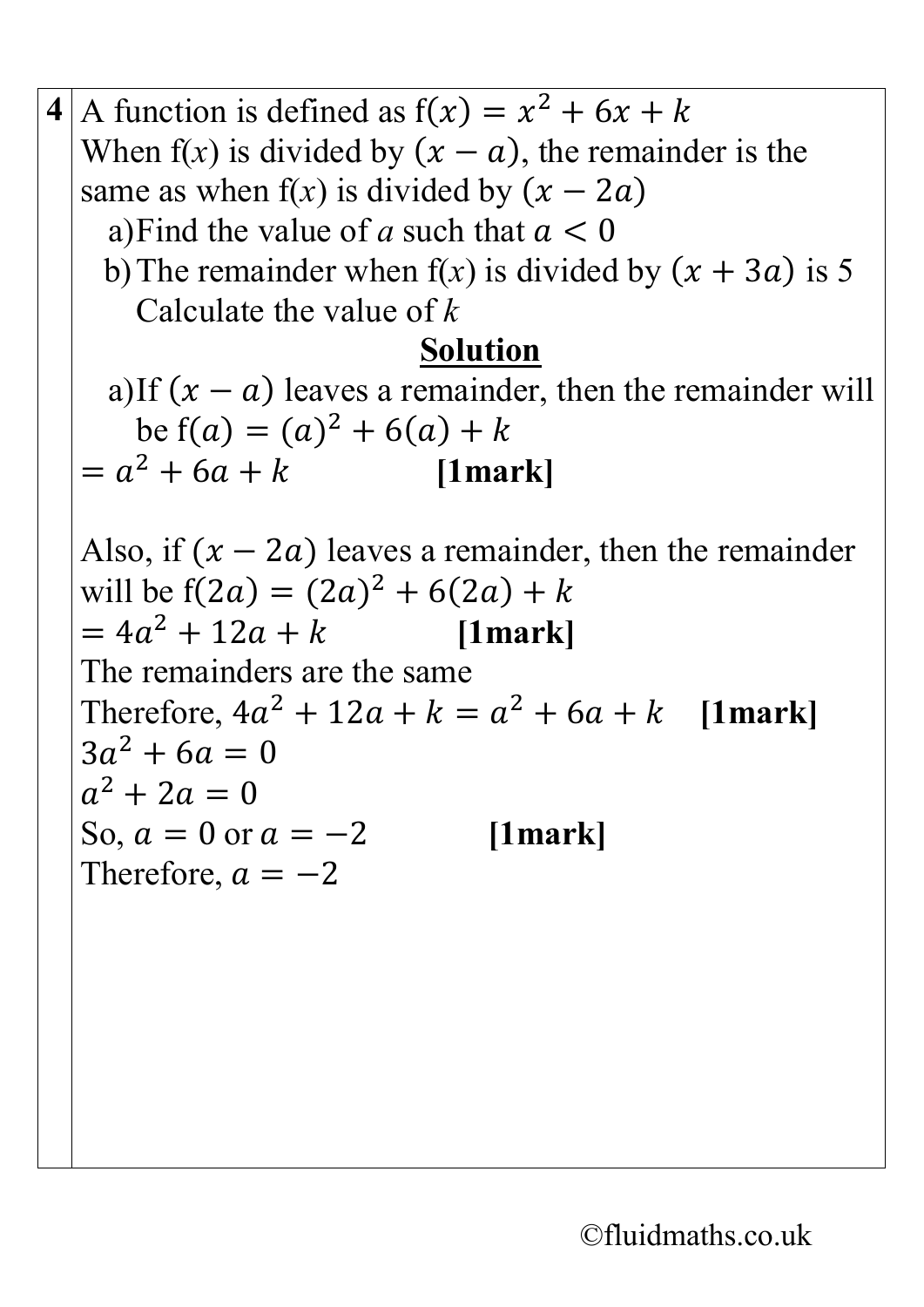**4** A function is defined as $f(x) = x^2 + 6x + k$

When f($x$) is divided by $(x - a)$, the remainder is the same as when f($x$) is divided by $(x - 2a)$

a) Find the value of $a$ such that $a < 0$

b) The remainder when f($x$) is divided by $(x + 3a)$ is 5
Calculate the value of $k$

**Solution**

a) If $(x - a)$ leaves a remainder, then the remainder will be $f(a) = (a)^2 + 6(a) + k$

$= a^2 + 6a + k$ **[1mark]**

Also, if $(x - 2a)$ leaves a remainder, then the remainder will be $f(2a) = (2a)^2 + 6(2a) + k$

$= 4a^2 + 12a + k$ **[1mark]**

The remainders are the same

Therefore, $4a^2 + 12a + k = a^2 + 6a + k$ **[1mark]**

$3a^2 + 6a = 0$

$a^2 + 2a = 0$

So, $a = 0$ or $a = -2$ **[1mark]**

Therefore, $a = -2$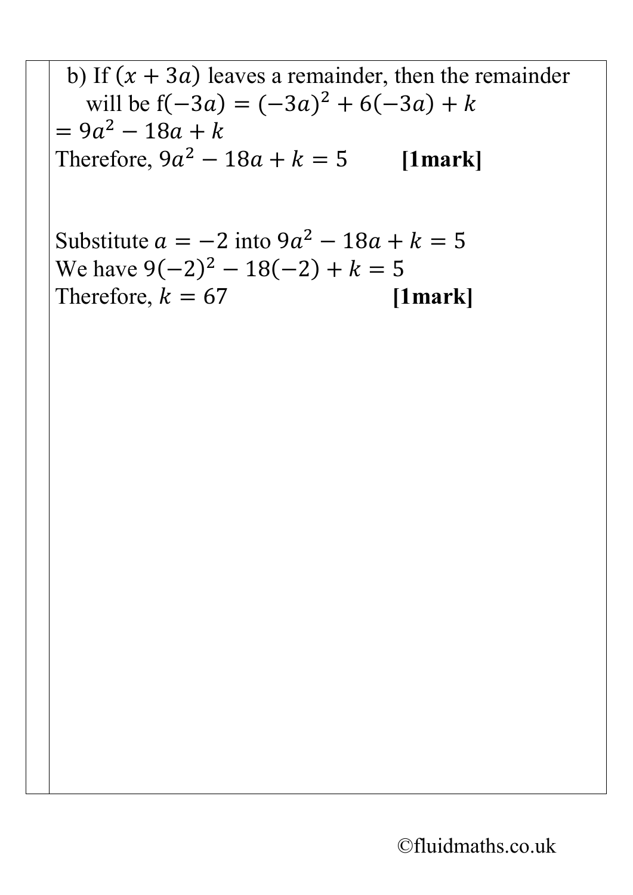b) If $(x + 3a)$ leaves a remainder, then the remainder will be $\text{f}(-3a) = (-3a)^2 + 6(-3a) + k$

$= 9a^2 - 18a + k$

Therefore, $9a^2 - 18a + k = 5$ **[1mark]**

Substitute $a = -2$ into $9a^2 - 18a + k = 5$

We have $9(-2)^2 - 18(-2) + k = 5$

Therefore, $k = 67$ **[1mark]**

©fluidmaths.co.uk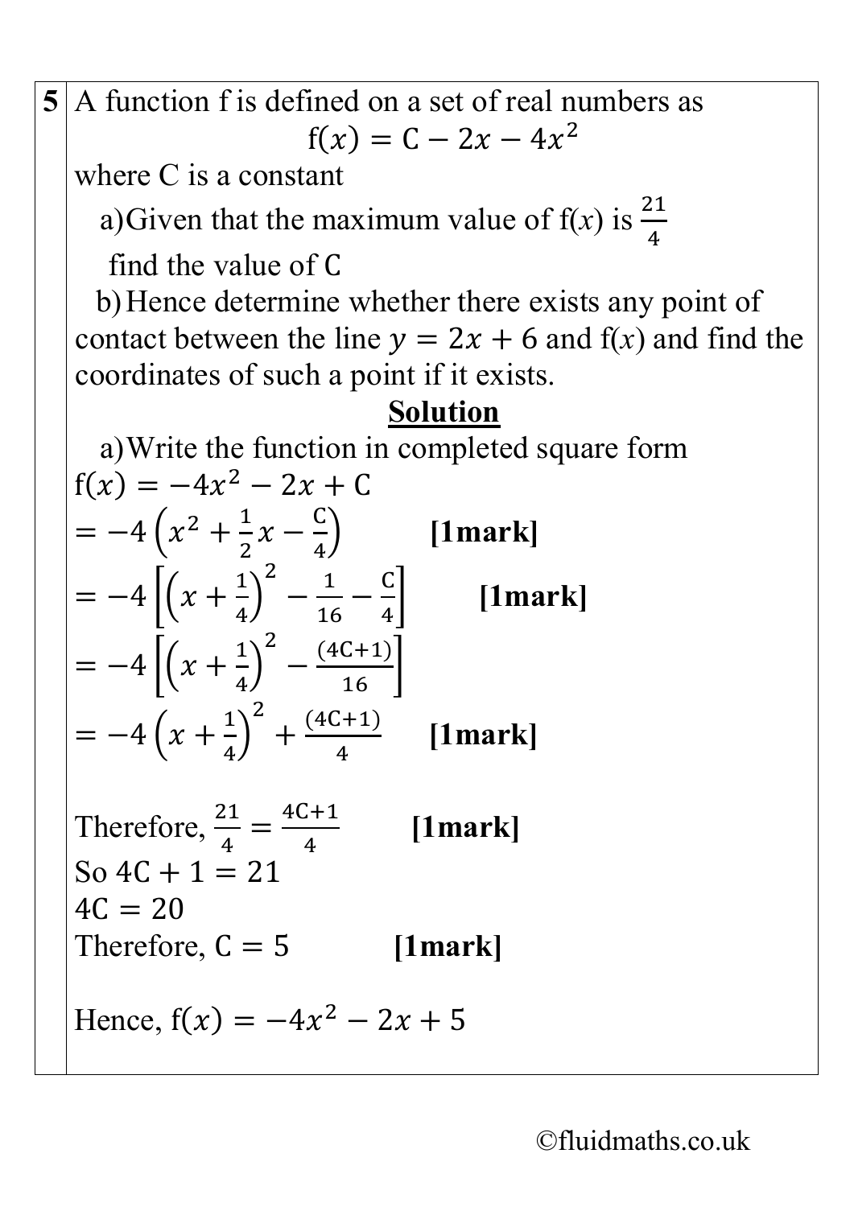**5** A function f is defined on a set of real numbers as

$$f(x) = C - 2x - 4x^2$$

where C is a constant

a) Given that the maximum value of f($x$) is $\frac{21}{4}$ find the value of C

b) Hence determine whether there exists any point of contact between the line $y = 2x + 6$ and f($x$) and find the coordinates of such a point if it exists.

**Solution**

a) Write the function in completed square form

$f(x) = -4x^2 - 2x + C$

$= -4\left(x^2 + \frac{1}{2}x - \frac{C}{4}\right)$ **[1mark]**

$= -4\left[\left(x + \frac{1}{4}\right)^2 - \frac{1}{16} - \frac{C}{4}\right]$ **[1mark]**

$= -4\left[\left(x + \frac{1}{4}\right)^2 - \frac{(4C+1)}{16}\right]$

$= -4\left(x + \frac{1}{4}\right)^2 + \frac{(4C+1)}{4}$ **[1mark]**

Therefore, $\frac{21}{4} = \frac{4C+1}{4}$ **[1mark]**

So $4C + 1 = 21$

$4C = 20$

Therefore, $C = 5$ **[1mark]**

Hence, $f(x) = -4x^2 - 2x + 5$

©fluidmaths.co.uk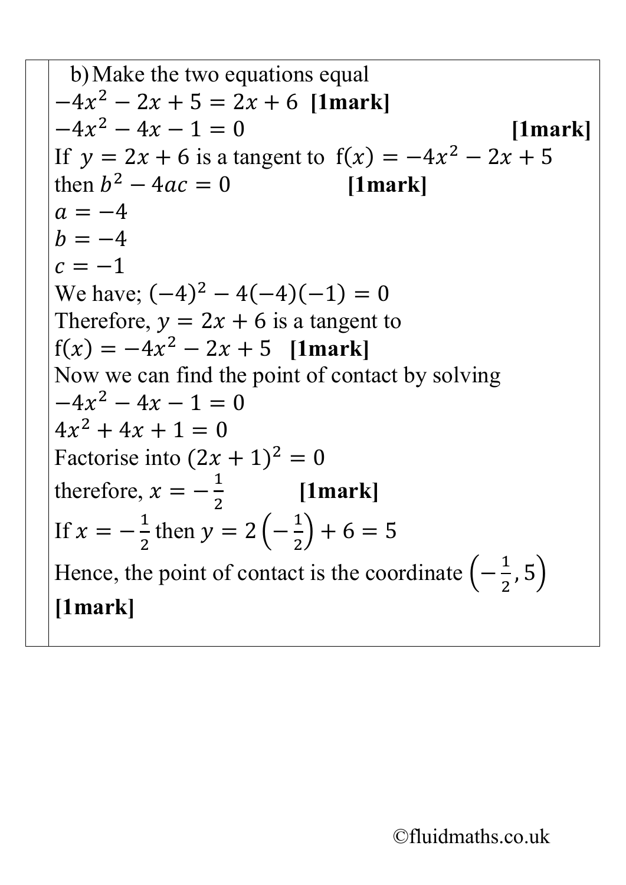b) Make the two equations equal

$-4x^2 - 2x + 5 = 2x + 6$ **[1mark]**

$-4x^2 - 4x - 1 = 0$ **[1mark]**

If $y = 2x + 6$ is a tangent to $\text{f}(x) = -4x^2 - 2x + 5$ then $b^2 - 4ac = 0$ **[1mark]**

$a = -4$

$b = -4$

$c = -1$

We have; $(-4)^2 - 4(-4)(-1) = 0$

Therefore, $y = 2x + 6$ is a tangent to $\text{f}(x) = -4x^2 - 2x + 5$ **[1mark]**

Now we can find the point of contact by solving

$-4x^2 - 4x - 1 = 0$

$4x^2 + 4x + 1 = 0$

Factorise into $(2x + 1)^2 = 0$

therefore, $x = -\frac{1}{2}$ **[1mark]**

If $x = -\frac{1}{2}$ then $y = 2\left(-\frac{1}{2}\right) + 6 = 5$

Hence, the point of contact is the coordinate $\left(-\frac{1}{2}, 5\right)$ **[1mark]**

©fluidmaths.co.uk